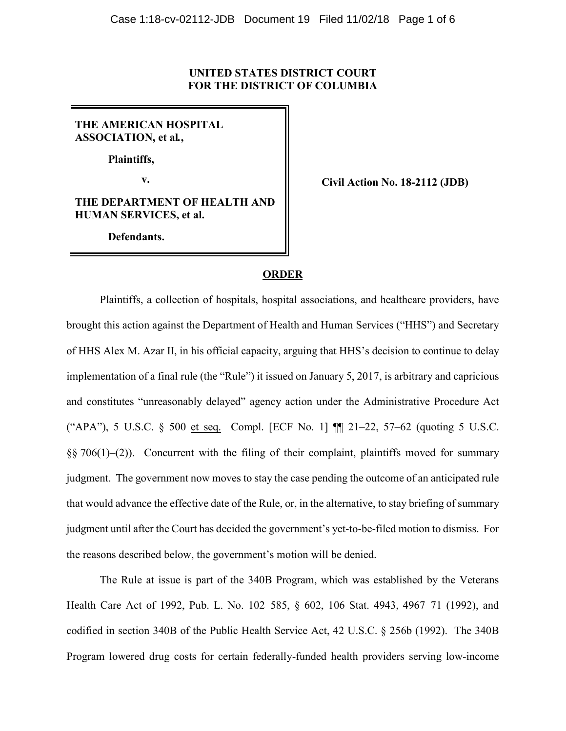**UNITED STATES DISTRICT COURT**
**FOR THE DISTRICT OF COLUMBIA**

**THE AMERICAN HOSPITAL ASSOCIATION, et al.,**

**Plaintiffs,**

**v.**

**THE DEPARTMENT OF HEALTH AND HUMAN SERVICES, et al.**

**Defendants.**

**Civil Action No. 18-2112 (JDB)**

**ORDER**

Plaintiffs, a collection of hospitals, hospital associations, and healthcare providers, have brought this action against the Department of Health and Human Services ("HHS") and Secretary of HHS Alex M. Azar II, in his official capacity, arguing that HHS's decision to continue to delay implementation of a final rule (the "Rule") it issued on January 5, 2017, is arbitrary and capricious and constitutes "unreasonably delayed" agency action under the Administrative Procedure Act ("APA"), 5 U.S.C. § 500 et seq. Compl. [ECF No. 1] ¶¶ 21–22, 57–62 (quoting 5 U.S.C. §§ 706(1)–(2)). Concurrent with the filing of their complaint, plaintiffs moved for summary judgment. The government now moves to stay the case pending the outcome of an anticipated rule that would advance the effective date of the Rule, or, in the alternative, to stay briefing of summary judgment until after the Court has decided the government's yet-to-be-filed motion to dismiss. For the reasons described below, the government's motion will be denied.

The Rule at issue is part of the 340B Program, which was established by the Veterans Health Care Act of 1992, Pub. L. No. 102–585, § 602, 106 Stat. 4943, 4967–71 (1992), and codified in section 340B of the Public Health Service Act, 42 U.S.C. § 256b (1992). The 340B Program lowered drug costs for certain federally-funded health providers serving low-income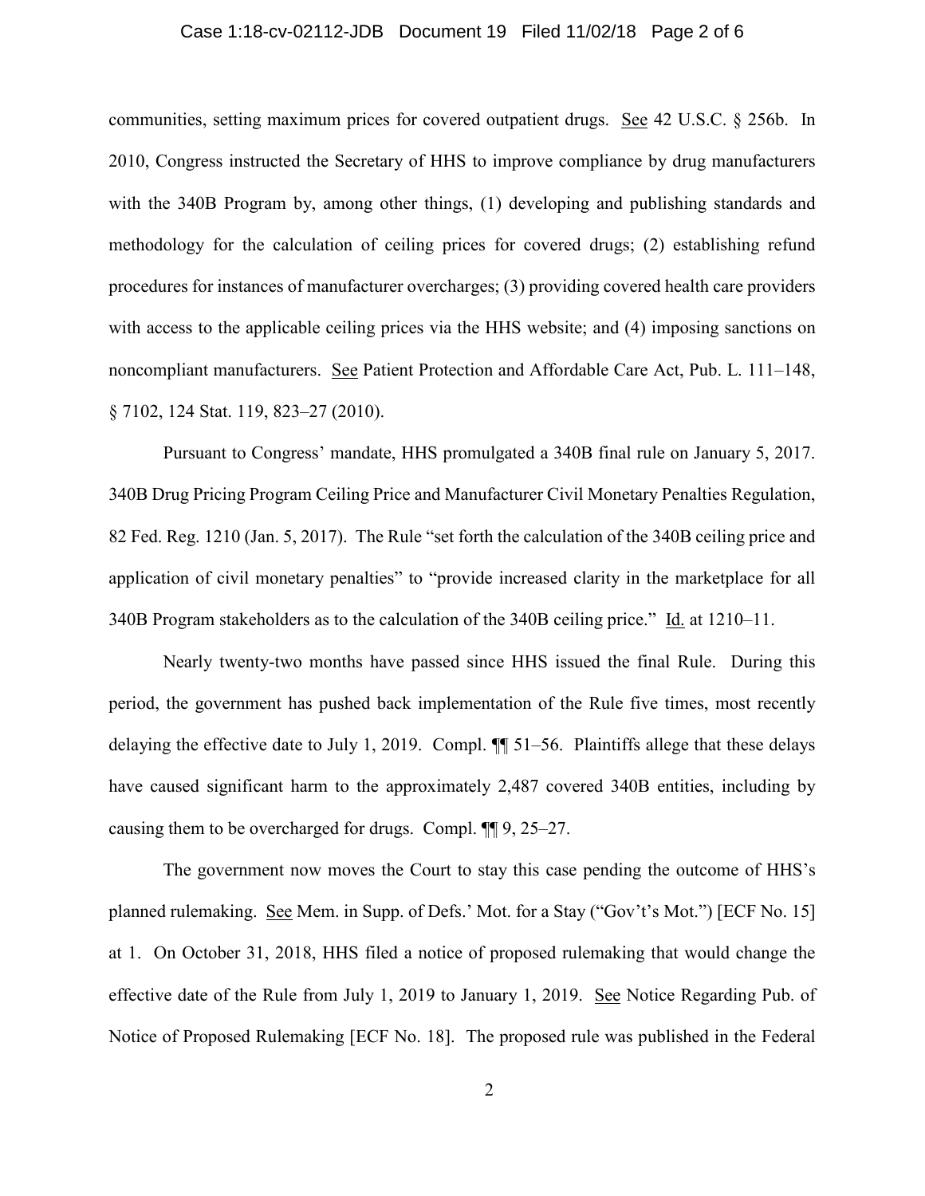communities, setting maximum prices for covered outpatient drugs. See 42 U.S.C. § 256b. In 2010, Congress instructed the Secretary of HHS to improve compliance by drug manufacturers with the 340B Program by, among other things, (1) developing and publishing standards and methodology for the calculation of ceiling prices for covered drugs; (2) establishing refund procedures for instances of manufacturer overcharges; (3) providing covered health care providers with access to the applicable ceiling prices via the HHS website; and (4) imposing sanctions on noncompliant manufacturers. See Patient Protection and Affordable Care Act, Pub. L. 111–148, § 7102, 124 Stat. 119, 823–27 (2010).

Pursuant to Congress' mandate, HHS promulgated a 340B final rule on January 5, 2017. 340B Drug Pricing Program Ceiling Price and Manufacturer Civil Monetary Penalties Regulation, 82 Fed. Reg. 1210 (Jan. 5, 2017). The Rule "set forth the calculation of the 340B ceiling price and application of civil monetary penalties" to "provide increased clarity in the marketplace for all 340B Program stakeholders as to the calculation of the 340B ceiling price." Id. at 1210–11.

Nearly twenty-two months have passed since HHS issued the final Rule. During this period, the government has pushed back implementation of the Rule five times, most recently delaying the effective date to July 1, 2019. Compl. ¶¶ 51–56. Plaintiffs allege that these delays have caused significant harm to the approximately 2,487 covered 340B entities, including by causing them to be overcharged for drugs. Compl. ¶¶ 9, 25–27.

The government now moves the Court to stay this case pending the outcome of HHS's planned rulemaking. See Mem. in Supp. of Defs.' Mot. for a Stay ("Gov't's Mot.") [ECF No. 15] at 1. On October 31, 2018, HHS filed a notice of proposed rulemaking that would change the effective date of the Rule from July 1, 2019 to January 1, 2019. See Notice Regarding Pub. of Notice of Proposed Rulemaking [ECF No. 18]. The proposed rule was published in the Federal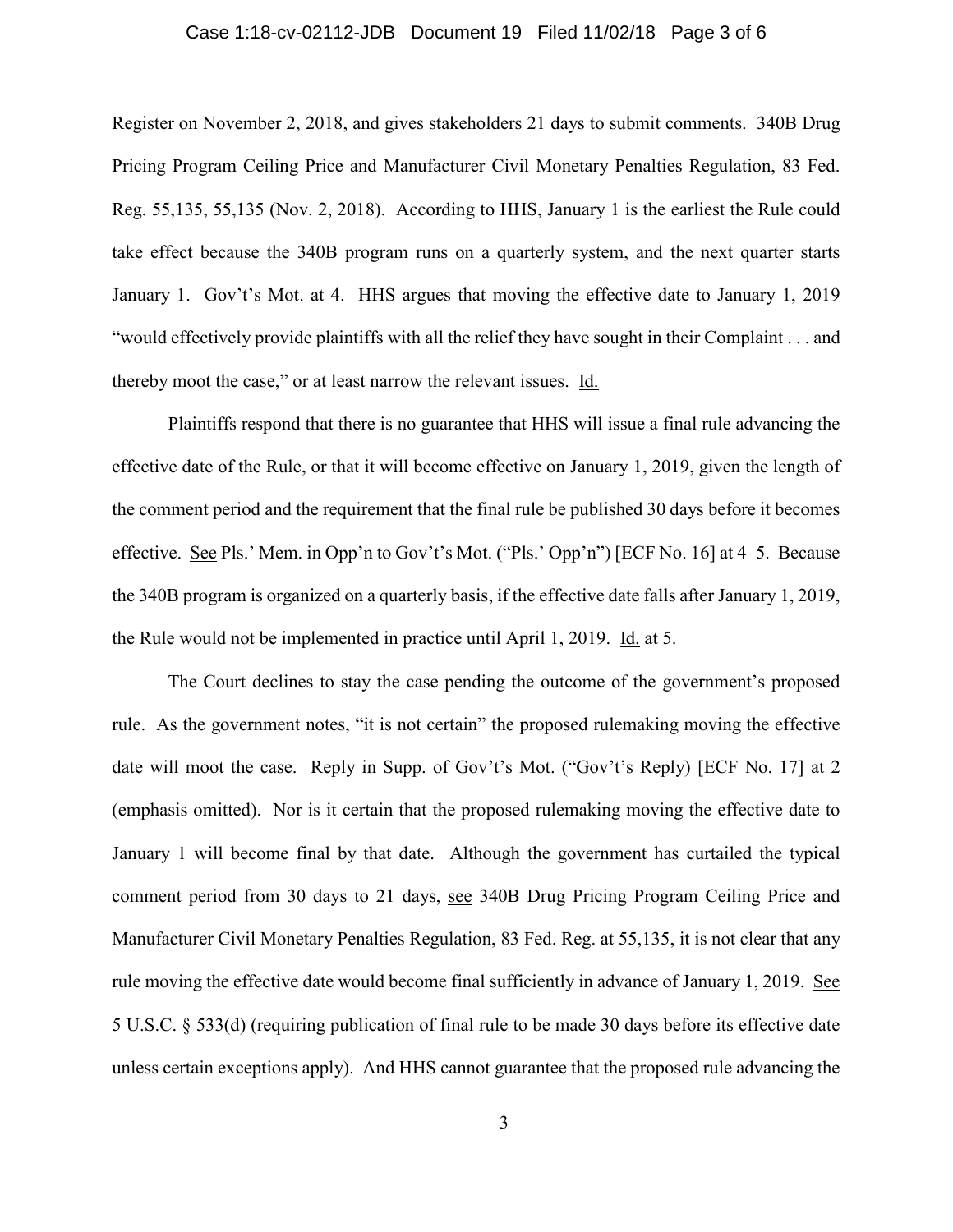Register on November 2, 2018, and gives stakeholders 21 days to submit comments. 340B Drug Pricing Program Ceiling Price and Manufacturer Civil Monetary Penalties Regulation, 83 Fed. Reg. 55,135, 55,135 (Nov. 2, 2018). According to HHS, January 1 is the earliest the Rule could take effect because the 340B program runs on a quarterly system, and the next quarter starts January 1. Gov't's Mot. at 4. HHS argues that moving the effective date to January 1, 2019 "would effectively provide plaintiffs with all the relief they have sought in their Complaint . . . and thereby moot the case," or at least narrow the relevant issues. Id.

Plaintiffs respond that there is no guarantee that HHS will issue a final rule advancing the effective date of the Rule, or that it will become effective on January 1, 2019, given the length of the comment period and the requirement that the final rule be published 30 days before it becomes effective. See Pls.' Mem. in Opp'n to Gov't's Mot. ("Pls.' Opp'n") [ECF No. 16] at 4–5. Because the 340B program is organized on a quarterly basis, if the effective date falls after January 1, 2019, the Rule would not be implemented in practice until April 1, 2019. Id. at 5.

The Court declines to stay the case pending the outcome of the government's proposed rule. As the government notes, "it is not certain" the proposed rulemaking moving the effective date will moot the case. Reply in Supp. of Gov't's Mot. ("Gov't's Reply) [ECF No. 17] at 2 (emphasis omitted). Nor is it certain that the proposed rulemaking moving the effective date to January 1 will become final by that date. Although the government has curtailed the typical comment period from 30 days to 21 days, see 340B Drug Pricing Program Ceiling Price and Manufacturer Civil Monetary Penalties Regulation, 83 Fed. Reg. at 55,135, it is not clear that any rule moving the effective date would become final sufficiently in advance of January 1, 2019. See 5 U.S.C. § 533(d) (requiring publication of final rule to be made 30 days before its effective date unless certain exceptions apply). And HHS cannot guarantee that the proposed rule advancing the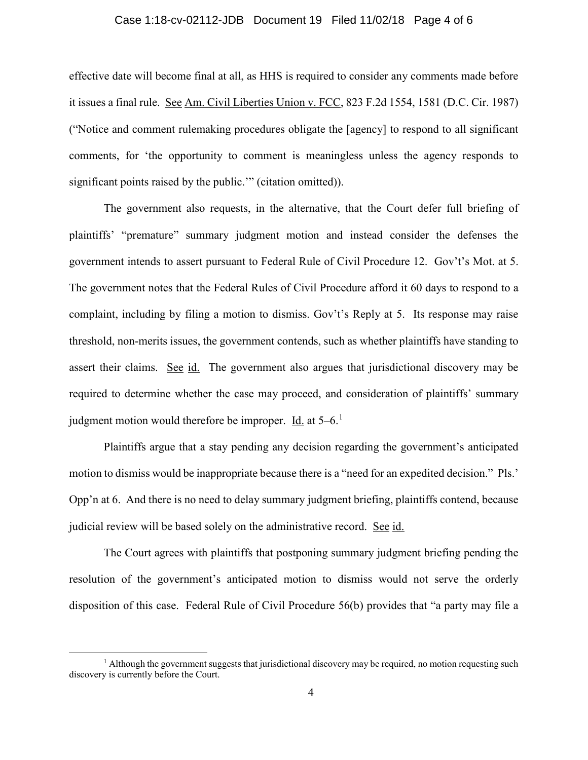effective date will become final at all, as HHS is required to consider any comments made before it issues a final rule. See Am. Civil Liberties Union v. FCC, 823 F.2d 1554, 1581 (D.C. Cir. 1987) ("Notice and comment rulemaking procedures obligate the [agency] to respond to all significant comments, for 'the opportunity to comment is meaningless unless the agency responds to significant points raised by the public.'" (citation omitted)).

The government also requests, in the alternative, that the Court defer full briefing of plaintiffs' "premature" summary judgment motion and instead consider the defenses the government intends to assert pursuant to Federal Rule of Civil Procedure 12. Gov't's Mot. at 5. The government notes that the Federal Rules of Civil Procedure afford it 60 days to respond to a complaint, including by filing a motion to dismiss. Gov't's Reply at 5. Its response may raise threshold, non-merits issues, the government contends, such as whether plaintiffs have standing to assert their claims. See id. The government also argues that jurisdictional discovery may be required to determine whether the case may proceed, and consideration of plaintiffs' summary judgment motion would therefore be improper. Id. at 5–6.[1]

Plaintiffs argue that a stay pending any decision regarding the government's anticipated motion to dismiss would be inappropriate because there is a "need for an expedited decision." Pls.' Opp'n at 6. And there is no need to delay summary judgment briefing, plaintiffs contend, because judicial review will be based solely on the administrative record. See id.

The Court agrees with plaintiffs that postponing summary judgment briefing pending the resolution of the government's anticipated motion to dismiss would not serve the orderly disposition of this case. Federal Rule of Civil Procedure 56(b) provides that "a party may file a

[1] Although the government suggests that jurisdictional discovery may be required, no motion requesting such discovery is currently before the Court.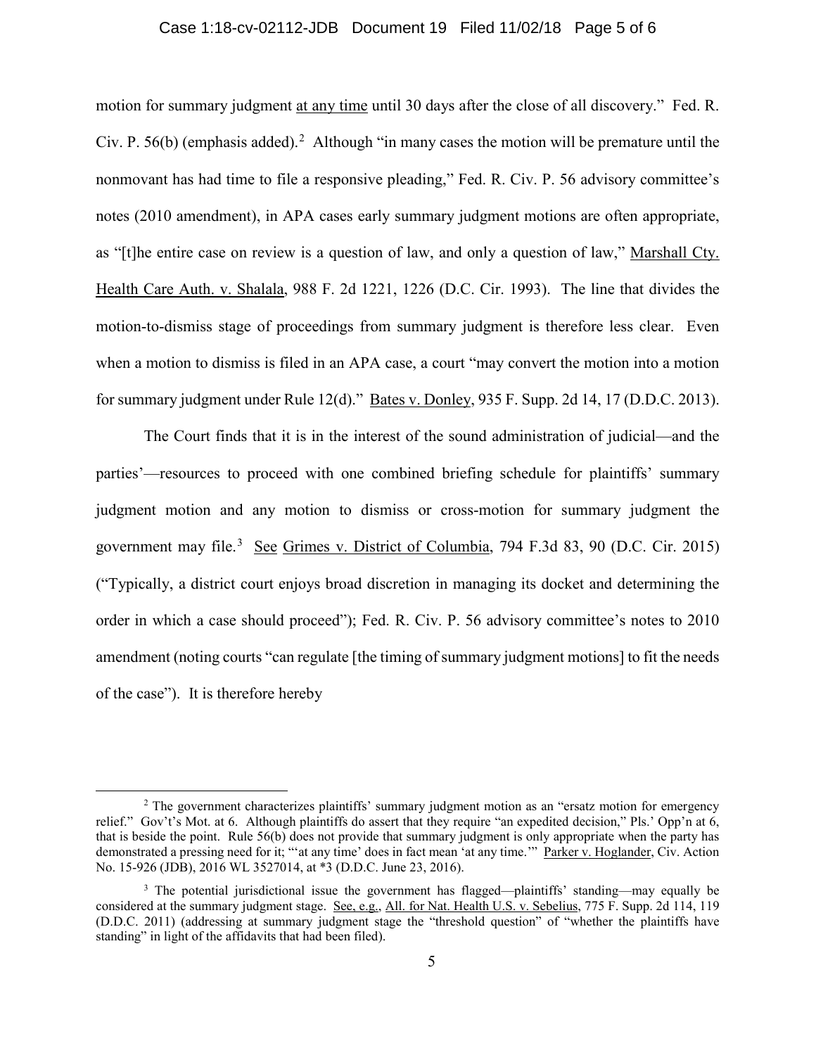motion for summary judgment at any time until 30 days after the close of all discovery." Fed. R. Civ. P. 56(b) (emphasis added).[2] Although "in many cases the motion will be premature until the nonmovant has had time to file a responsive pleading," Fed. R. Civ. P. 56 advisory committee's notes (2010 amendment), in APA cases early summary judgment motions are often appropriate, as "[t]he entire case on review is a question of law, and only a question of law," Marshall Cty. Health Care Auth. v. Shalala, 988 F. 2d 1221, 1226 (D.C. Cir. 1993). The line that divides the motion-to-dismiss stage of proceedings from summary judgment is therefore less clear. Even when a motion to dismiss is filed in an APA case, a court "may convert the motion into a motion for summary judgment under Rule 12(d)." Bates v. Donley, 935 F. Supp. 2d 14, 17 (D.D.C. 2013).

The Court finds that it is in the interest of the sound administration of judicial—and the parties'—resources to proceed with one combined briefing schedule for plaintiffs' summary judgment motion and any motion to dismiss or cross-motion for summary judgment the government may file.[3] See Grimes v. District of Columbia, 794 F.3d 83, 90 (D.C. Cir. 2015) ("Typically, a district court enjoys broad discretion in managing its docket and determining the order in which a case should proceed"); Fed. R. Civ. P. 56 advisory committee's notes to 2010 amendment (noting courts "can regulate [the timing of summary judgment motions] to fit the needs of the case"). It is therefore hereby

---

[2] The government characterizes plaintiffs' summary judgment motion as an "ersatz motion for emergency relief." Gov't's Mot. at 6. Although plaintiffs do assert that they require "an expedited decision," Pls.' Opp'n at 6, that is beside the point. Rule 56(b) does not provide that summary judgment is only appropriate when the party has demonstrated a pressing need for it; "'at any time' does in fact mean 'at any time.'" Parker v. Hoglander, Civ. Action No. 15-926 (JDB), 2016 WL 3527014, at *3 (D.D.C. June 23, 2016).

[3] The potential jurisdictional issue the government has flagged—plaintiffs' standing—may equally be considered at the summary judgment stage. See, e.g., All. for Nat. Health U.S. v. Sebelius, 775 F. Supp. 2d 114, 119 (D.D.C. 2011) (addressing at summary judgment stage the "threshold question" of "whether the plaintiffs have standing" in light of the affidavits that had been filed).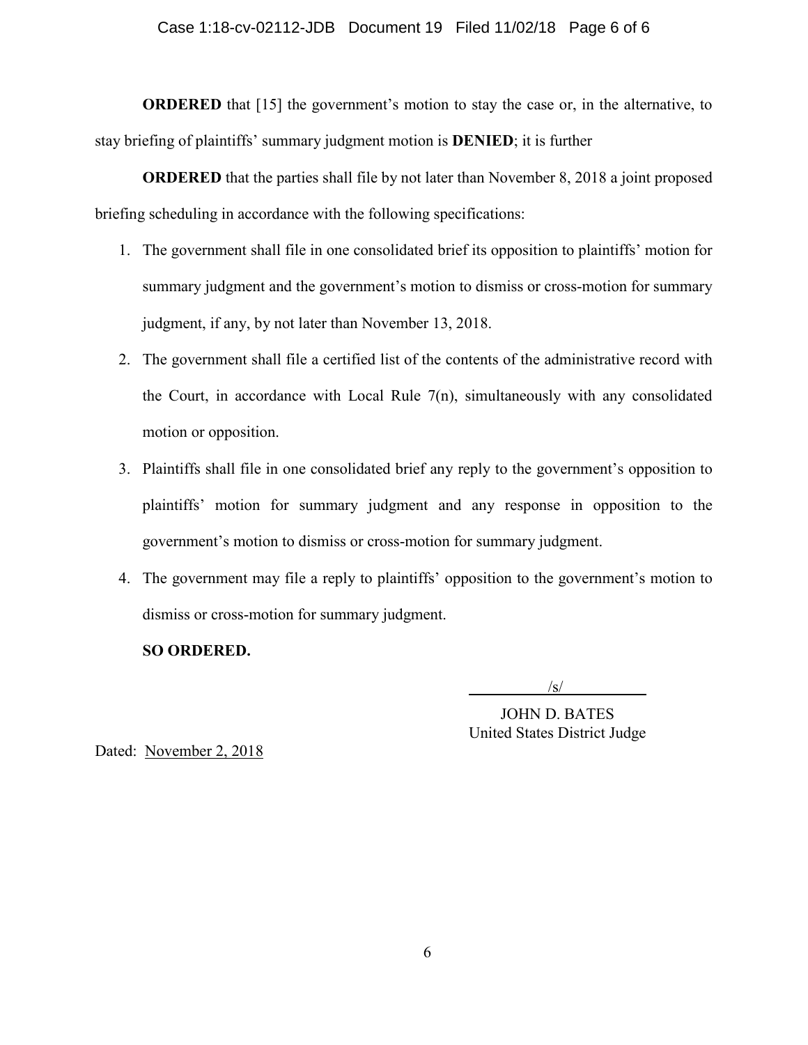**ORDERED** that [15] the government's motion to stay the case or, in the alternative, to stay briefing of plaintiffs' summary judgment motion is **DENIED**; it is further

**ORDERED** that the parties shall file by not later than November 8, 2018 a joint proposed briefing scheduling in accordance with the following specifications:

1. The government shall file in one consolidated brief its opposition to plaintiffs' motion for summary judgment and the government's motion to dismiss or cross-motion for summary judgment, if any, by not later than November 13, 2018.
2. The government shall file a certified list of the contents of the administrative record with the Court, in accordance with Local Rule 7(n), simultaneously with any consolidated motion or opposition.
3. Plaintiffs shall file in one consolidated brief any reply to the government's opposition to plaintiffs' motion for summary judgment and any response in opposition to the government's motion to dismiss or cross-motion for summary judgment.
4. The government may file a reply to plaintiffs' opposition to the government's motion to dismiss or cross-motion for summary judgment.

**SO ORDERED.**

/s/

JOHN D. BATES
United States District Judge

Dated: November 2, 2018